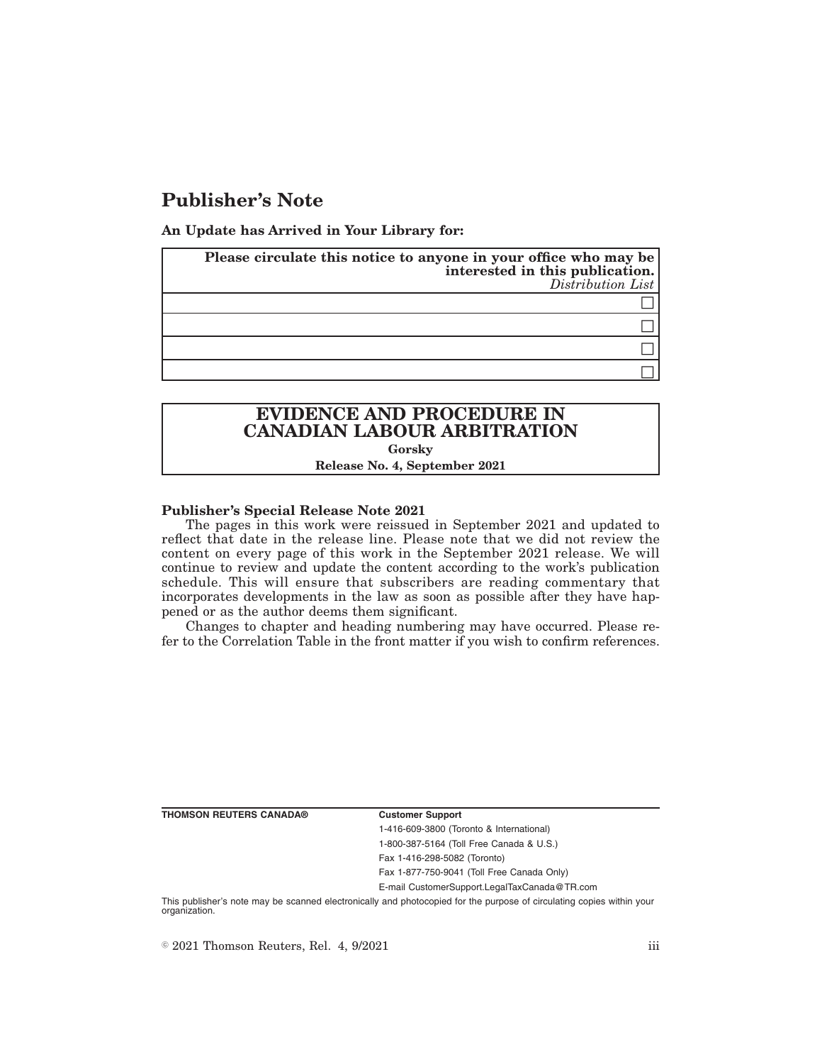# Publisher's Note

**An Update has Arrived in Your Library for:**

| **Please circulate this notice to anyone in your office who may be interested in this publication.** *Distribution List* |
| --- |
| ☐ |
| ☐ |
| ☐ |
| ☐ |

## EVIDENCE AND PROCEDURE IN CANADIAN LABOUR ARBITRATION

**Gorsky**

**Release No. 4, September 2021**

**Publisher's Special Release Note 2021**

The pages in this work were reissued in September 2021 and updated to reflect that date in the release line. Please note that we did not review the content on every page of this work in the September 2021 release. We will continue to review and update the content according to the work's publication schedule. This will ensure that subscribers are reading commentary that incorporates developments in the law as soon as possible after they have happened or as the author deems them significant.

Changes to chapter and heading numbering may have occurred. Please refer to the Correlation Table in the front matter if you wish to confirm references.

**THOMSON REUTERS CANADA®**

**Customer Support**

1-416-609-3800 (Toronto & International)

1-800-387-5164 (Toll Free Canada & U.S.)

Fax 1-416-298-5082 (Toronto)

Fax 1-877-750-9041 (Toll Free Canada Only)

E-mail CustomerSupport.LegalTaxCanada@TR.com

This publisher's note may be scanned electronically and photocopied for the purpose of circulating copies within your organization.

© 2021 Thomson Reuters, Rel. 4, 9/2021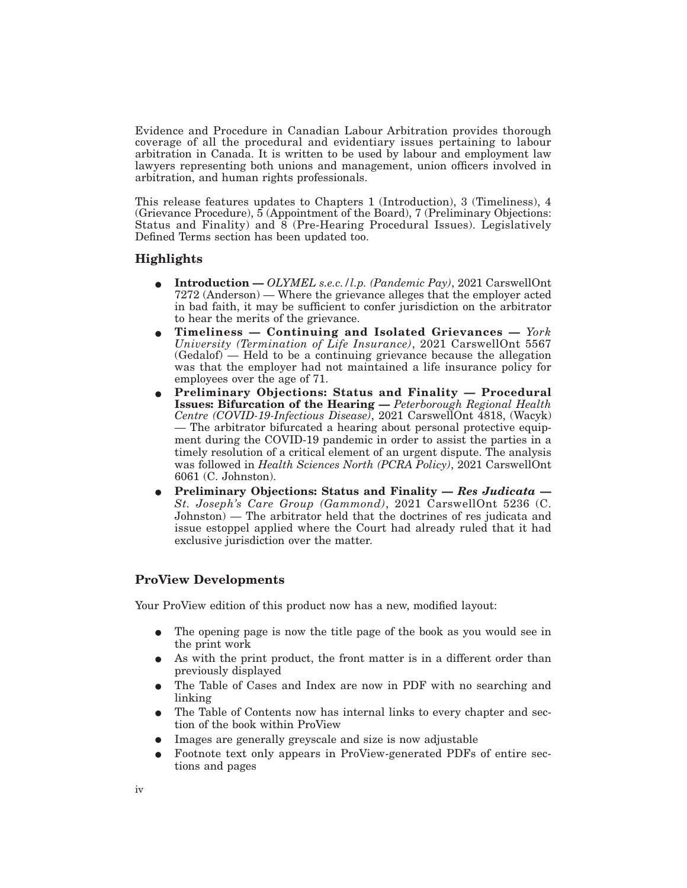Evidence and Procedure in Canadian Labour Arbitration provides thorough coverage of all the procedural and evidentiary issues pertaining to labour arbitration in Canada. It is written to be used by labour and employment law lawyers representing both unions and management, union officers involved in arbitration, and human rights professionals.

This release features updates to Chapters 1 (Introduction), 3 (Timeliness), 4 (Grievance Procedure), 5 (Appointment of the Board), 7 (Preliminary Objections: Status and Finality) and 8 (Pre-Hearing Procedural Issues). Legislatively Defined Terms section has been updated too.

## Highlights

- **Introduction —** *OLYMEL s.e.c./l.p. (Pandemic Pay)*, 2021 CarswellOnt 7272 (Anderson) — Where the grievance alleges that the employer acted in bad faith, it may be sufficient to confer jurisdiction on the arbitrator to hear the merits of the grievance.
- **Timeliness — Continuing and Isolated Grievances —** *York University (Termination of Life Insurance)*, 2021 CarswellOnt 5567 (Gedalof) — Held to be a continuing grievance because the allegation was that the employer had not maintained a life insurance policy for employees over the age of 71.
- **Preliminary Objections: Status and Finality — Procedural Issues: Bifurcation of the Hearing —** *Peterborough Regional Health Centre (COVID-19-Infectious Disease)*, 2021 CarswellOnt 4818, (Wacyk) — The arbitrator bifurcated a hearing about personal protective equipment during the COVID-19 pandemic in order to assist the parties in a timely resolution of a critical element of an urgent dispute. The analysis was followed in *Health Sciences North (PCRA Policy)*, 2021 CarswellOnt 6061 (C. Johnston).
- **Preliminary Objections: Status and Finality — *Res Judicata* —** *St. Joseph's Care Group (Gammond)*, 2021 CarswellOnt 5236 (C. Johnston) — The arbitrator held that the doctrines of res judicata and issue estoppel applied where the Court had already ruled that it had exclusive jurisdiction over the matter.

## ProView Developments

Your ProView edition of this product now has a new, modified layout:

- The opening page is now the title page of the book as you would see in the print work
- As with the print product, the front matter is in a different order than previously displayed
- The Table of Cases and Index are now in PDF with no searching and linking
- The Table of Contents now has internal links to every chapter and section of the book within ProView
- Images are generally greyscale and size is now adjustable
- Footnote text only appears in ProView-generated PDFs of entire sections and pages